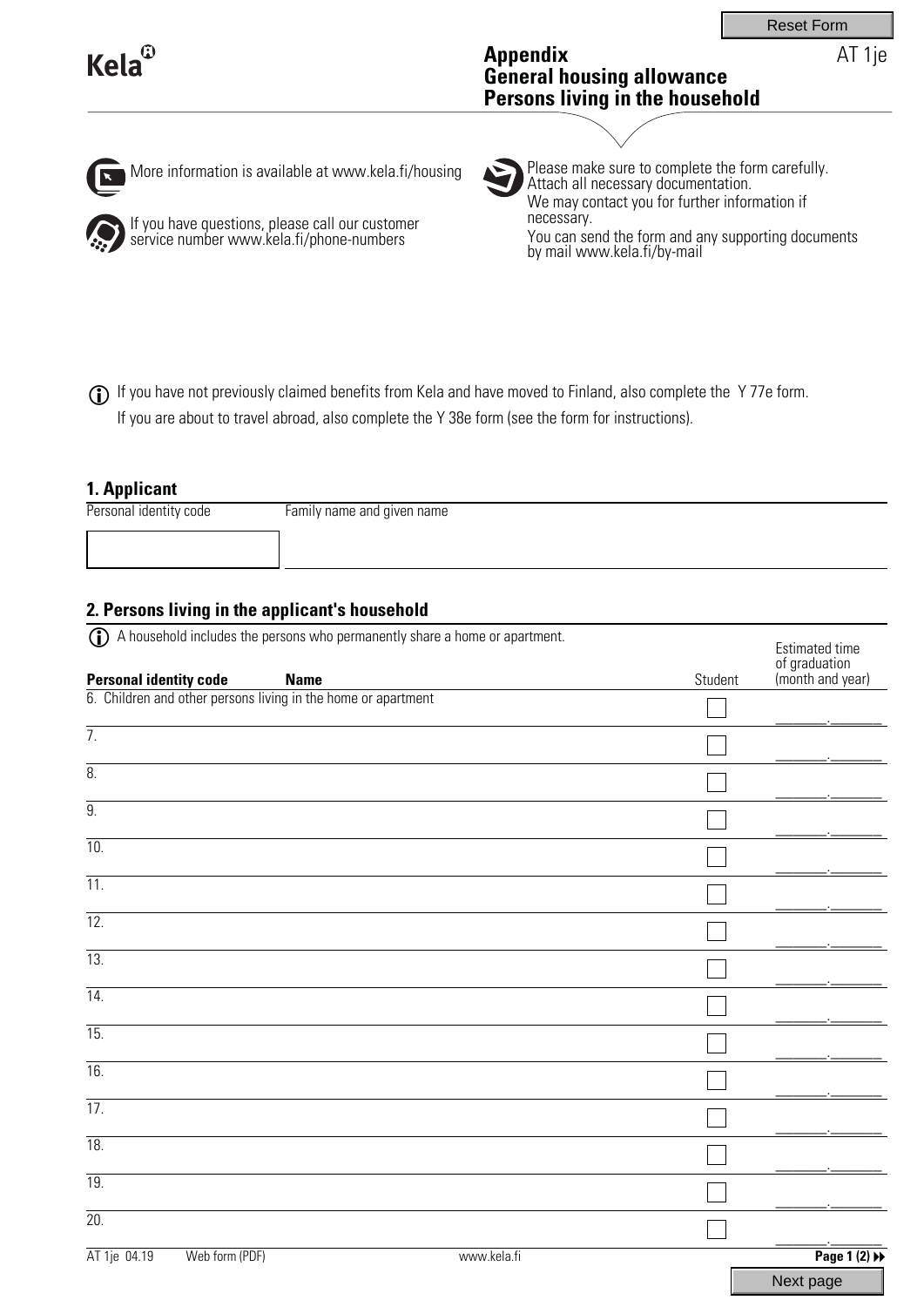Reset Form

Kela

# Appendix
# General housing allowance
# Persons living in the household

AT 1je

More information is available at www.kela.fi/housing

If you have questions, please call our customer service number www.kela.fi/phone-numbers

Please make sure to complete the form carefully. Attach all necessary documentation. We may contact you for further information if necessary.
You can send the form and any supporting documents by mail www.kela.fi/by-mail

If you have not previously claimed benefits from Kela and have moved to Finland, also complete the Y 77e form.
If you are about to travel abroad, also complete the Y 38e form (see the form for instructions).

## 1. Applicant

| Personal identity code | Family name and given name |
| --- | --- |
| | |

## 2. Persons living in the applicant's household

A household includes the persons who permanently share a home or apartment.

| Personal identity code | Name | Student | Estimated time of graduation (month and year) |
| --- | --- | --- | --- |
| 6. Children and other persons living in the home or apartment | | ☐ | ______.______ |
| 7. | | ☐ | ______.______ |
| 8. | | ☐ | ______.______ |
| 9. | | ☐ | ______.______ |
| 10. | | ☐ | ______.______ |
| 11. | | ☐ | ______.______ |
| 12. | | ☐ | ______.______ |
| 13. | | ☐ | ______.______ |
| 14. | | ☐ | ______.______ |
| 15. | | ☐ | ______.______ |
| 16. | | ☐ | ______.______ |
| 17. | | ☐ | ______.______ |
| 18. | | ☐ | ______.______ |
| 19. | | ☐ | ______.______ |
| 20. | | ☐ | ______.______ |

Next page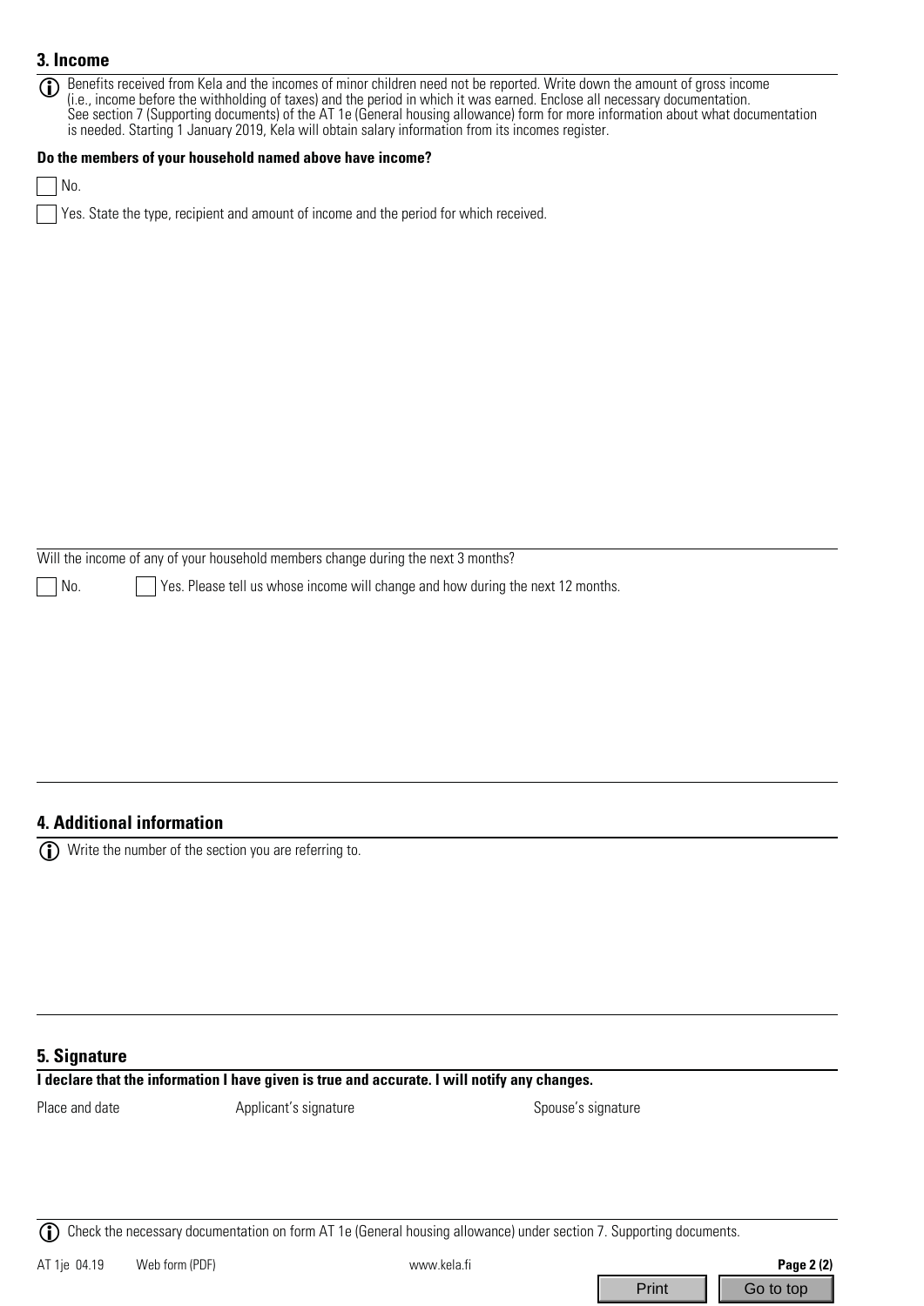## 3. Income

Benefits received from Kela and the incomes of minor children need not be reported. Write down the amount of gross income (i.e., income before the withholding of taxes) and the period in which it was earned. Enclose all necessary documentation. See section 7 (Supporting documents) of the AT 1e (General housing allowance) form for more information about what documentation is needed. Starting 1 January 2019, Kela will obtain salary information from its incomes register.

**Do the members of your household named above have income?**

☐ No.

☐ Yes. State the type, recipient and amount of income and the period for which received.

Will the income of any of your household members change during the next 3 months?

☐ No. ☐ Yes. Please tell us whose income will change and how during the next 12 months.

## 4. Additional information

Write the number of the section you are referring to.

## 5. Signature

**I declare that the information I have given is true and accurate. I will notify any changes.**

| Place and date | Applicant's signature | Spouse's signature |
|---|---|---|
| | | |

Check the necessary documentation on form AT 1e (General housing allowance) under section 7. Supporting documents.

AT 1je 04.19 Web form (PDF) www.kela.fi

Print Go to top